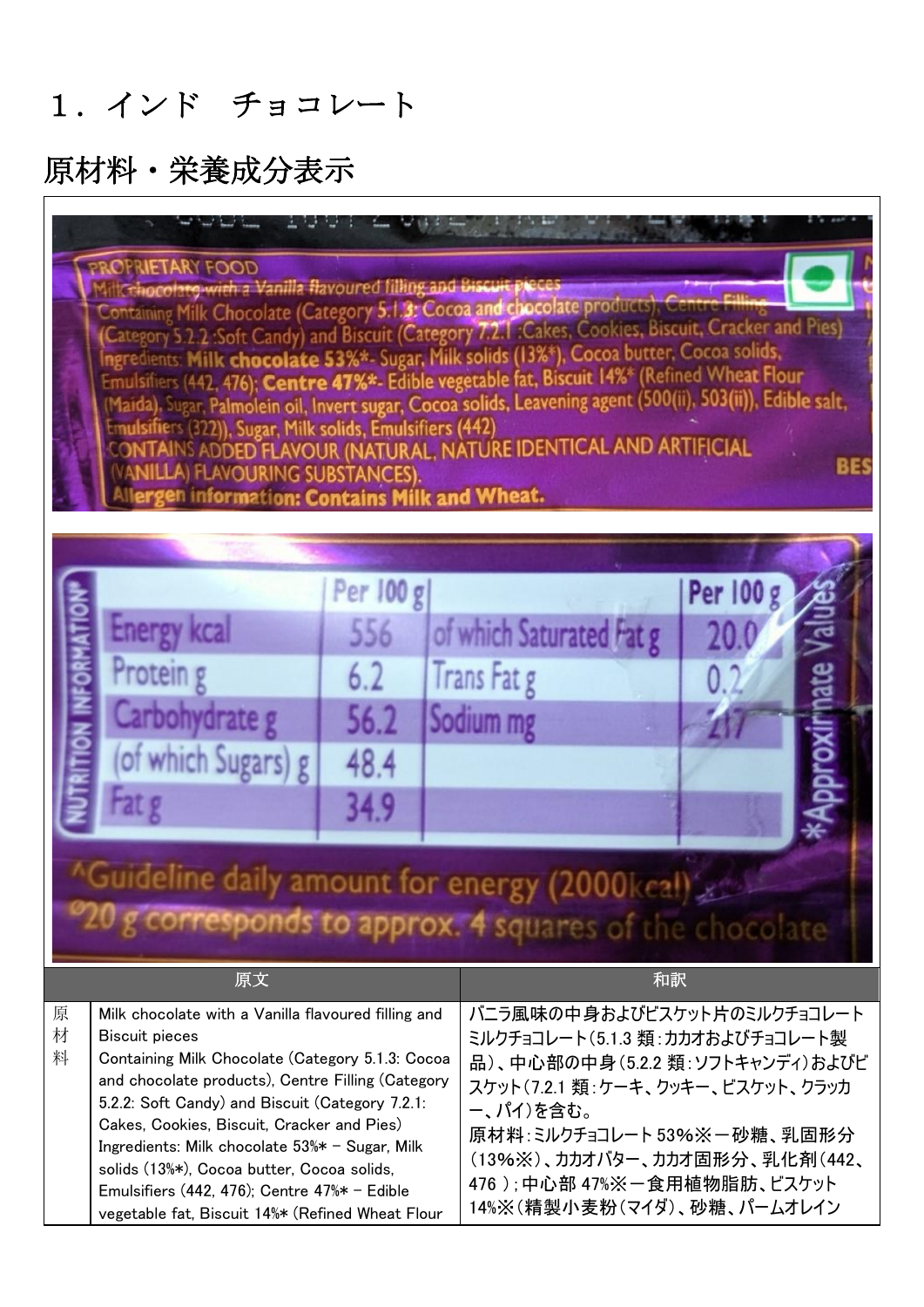# 1．インド　チョコレート

## 原材料・栄養成分表示

| | 原文 | 和訳 |
|---|---|---|
| 原材料 | Milk chocolate with a Vanilla flavoured filling and Biscuit pieces<br>Containing Milk Chocolate (Category 5.1.3: Cocoa and chocolate products), Centre Filling (Category 5.2.2: Soft Candy) and Biscuit (Category 7.2.1: Cakes, Cookies, Biscuit, Cracker and Pies)<br>Ingredients: Milk chocolate 53%* - Sugar, Milk solids (13%*), Cocoa butter, Cocoa solids, Emulsifiers (442, 476); Centre 47%* - Edible vegetable fat, Biscuit 14%* (Refined Wheat Flour | バニラ風味の中身およびビスケット片のミルクチョコレート<br>ミルクチョコレート（5.1.3 類：カカオおよびチョコレート製品）、中心部の中身（5.2.2 類：ソフトキャンディ）およびビスケット（7.2.1 類：ケーキ、クッキー、ビスケット、クラッカー、パイ）を含む。<br>原材料：ミルクチョコレート 53%※－砂糖、乳固形分（13%※）、カカオバター、カカオ固形分、乳化剤（442、476 ）；中心部 47%※－食用植物脂肪、ビスケット 14%※（精製小麦粉（マイダ）、砂糖、パームオレイン |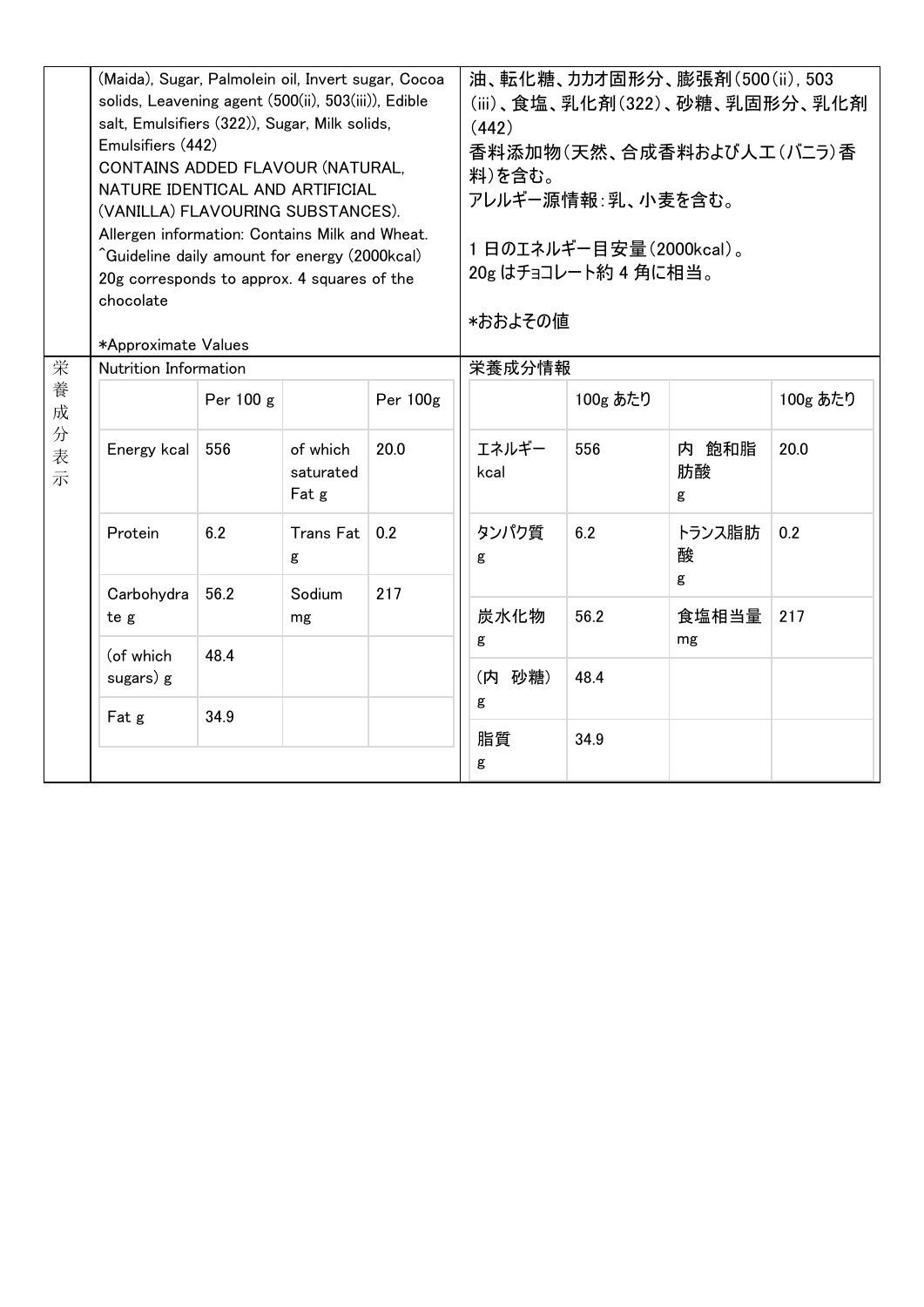| | English | 日本語 |
|---|---|---|
| | (Maida), Sugar, Palmolein oil, Invert sugar, Cocoa solids, Leavening agent (500(ii), 503(iii)), Edible salt, Emulsifiers (322)), Sugar, Milk solids, Emulsifiers (442)<br>CONTAINS ADDED FLAVOUR (NATURAL, NATURE IDENTICAL AND ARTIFICIAL (VANILLA) FLAVOURING SUBSTANCES).<br>Allergen information: Contains Milk and Wheat.<br>^Guideline daily amount for energy (2000kcal)<br>20g corresponds to approx. 4 squares of the chocolate<br><br>*Approximate Values | 油、転化糖、カカオ固形分、膨張剤(500(ii), 503(iii)、食塩、乳化剤(322)、砂糖、乳固形分、乳化剤(442)<br>香料添加物(天然、合成香料および人工(バニラ)香料)を含む。<br>アレルギー源情報:乳、小麦を含む。<br><br>1 日のエネルギー目安量(2000kcal)。<br>20g はチョコレート約 4 角に相当。<br><br>*おおよその値 |

**栄養成分表示**

Nutrition Information

| | Per 100 g | | Per 100g |
|---|---|---|---|
| Energy kcal | 556 | of which saturated Fat g | 20.0 |
| Protein | 6.2 | Trans Fat g | 0.2 |
| Carbohydrate g | 56.2 | Sodium mg | 217 |
| (of which sugars) g | 48.4 | | |
| Fat g | 34.9 | | |

栄養成分情報

| | 100g あたり | | 100g あたり |
|---|---|---|---|
| エネルギー kcal | 556 | 内 飽和脂肪酸 g | 20.0 |
| タンパク質 g | 6.2 | トランス脂肪酸 g | 0.2 |
| 炭水化物 g | 56.2 | 食塩相当量 mg | 217 |
| (内 砂糖) g | 48.4 | | |
| 脂質 g | 34.9 | | |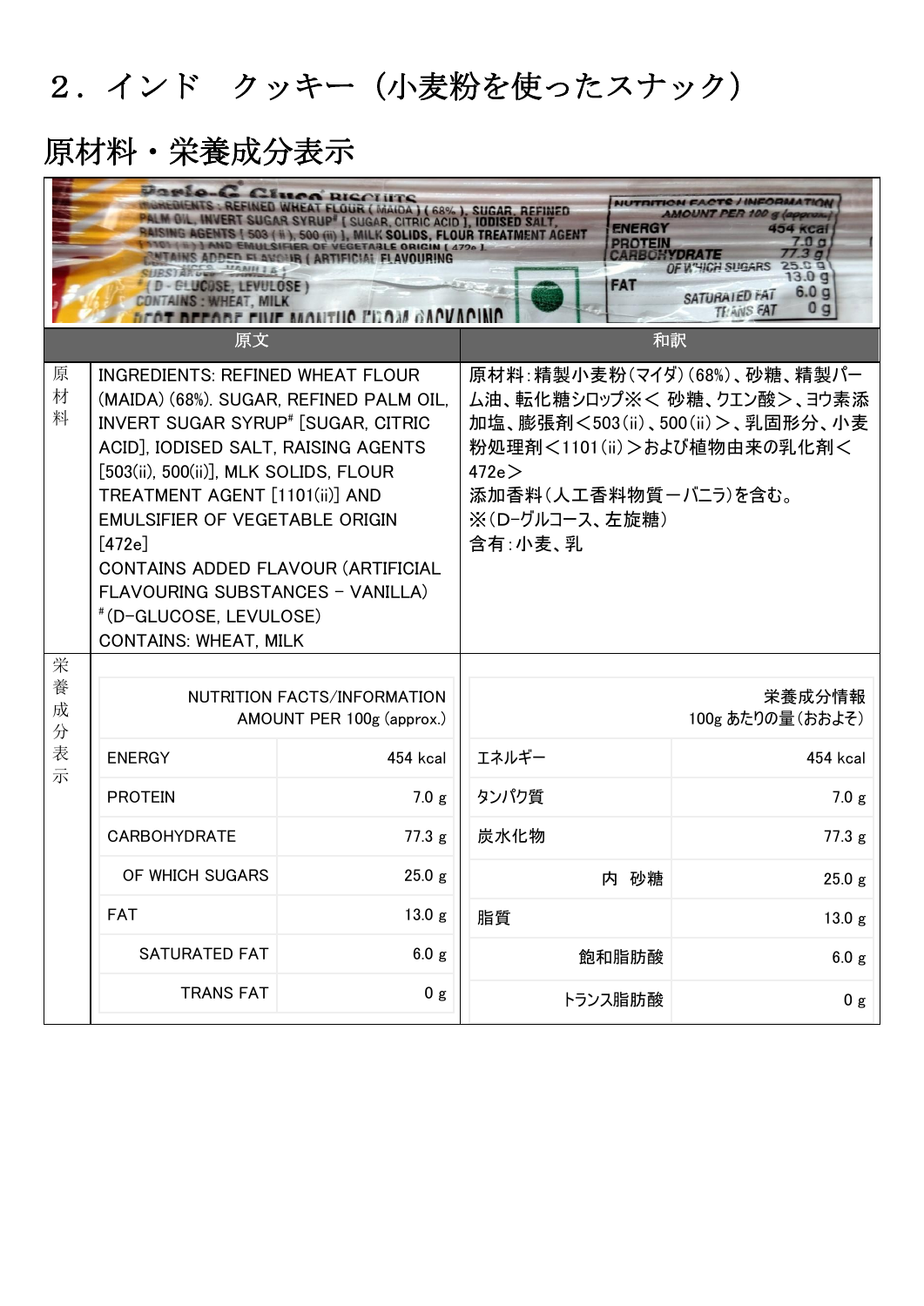## ２．インド　クッキー（小麦粉を使ったスナック）

## 原材料・栄養成分表示

| | 原文 | 和訳 |
|---|---|---|
| 原材料 | INGREDIENTS: REFINED WHEAT FLOUR (MAIDA) (68%). SUGAR, REFINED PALM OIL, INVERT SUGAR SYRUP# [SUGAR, CITRIC ACID], IODISED SALT, RAISING AGENTS [503(ii), 500(ii)], MLK SOLIDS, FLOUR TREATMENT AGENT [1101(ii)] AND EMULSIFIER OF VEGETABLE ORIGIN [472e]<br>CONTAINS ADDED FLAVOUR (ARTIFICIAL FLAVOURING SUBSTANCES – VANILLA)<br># (D-GLUCOSE, LEVULOSE)<br>CONTAINS: WHEAT, MILK | 原材料：精製小麦粉（マイダ）（68%）、砂糖、精製パーム油、転化糖シロップ※＜ 砂糖、クエン酸＞、ヨウ素添加塩、膨張剤＜503（ii）、500（ii）＞、乳固形分、小麦粉処理剤＜1101（ii）＞および植物由来の乳化剤＜472e＞<br>添加香料（人工香料物質－バニラ）を含む。<br>※（D-グルコース、左旋糖）<br>含有：小麦、乳 |

栄養成分表示

| NUTRITION FACTS/INFORMATION AMOUNT PER 100g (approx.) | | 栄養成分情報 100g あたりの量（おおよそ） | |
|---|---|---|---|
| ENERGY | 454 kcal | エネルギー | 454 kcal |
| PROTEIN | 7.0 g | タンパク質 | 7.0 g |
| CARBOHYDRATE | 77.3 g | 炭水化物 | 77.3 g |
| OF WHICH SUGARS | 25.0 g | 内　砂糖 | 25.0 g |
| FAT | 13.0 g | 脂質 | 13.0 g |
| SATURATED FAT | 6.0 g | 飽和脂肪酸 | 6.0 g |
| TRANS FAT | 0 g | トランス脂肪酸 | 0 g |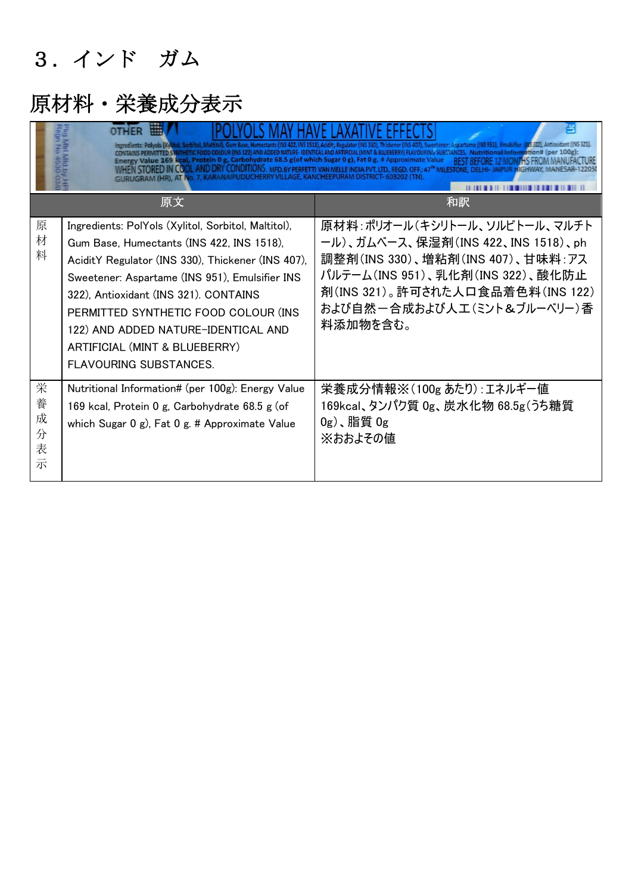# ３．インド　ガム

## 原材料・栄養成分表示

| | 原文 | 和訳 |
|---|---|---|
| 原材料 | Ingredients: PolYols (Xylitol, Sorbitol, Maltitol), Gum Base, Humectants (INS 422, INS 1518), AciditY Regulator (INS 330), Thickener (INS 407), Sweetener: Aspartame (INS 951), Emulsifier INS 322), Antioxidant (INS 321). CONTAINS PERMITTED SYNTHETIC FOOD COLOUR (INS 122) AND ADDED NATURE-IDENTICAL AND ARTIFICIAL (MINT & BLUEBERRY) FLAVOURING SUBSTANCES. | 原材料：ポリオール（キシリトール、ソルビトール、マルチトール）、ガムベース、保湿剤（INS 422、INS 1518）、ph調整剤（INS 330）、増粘剤（INS 407）、甘味料：アスパルテーム（INS 951）、乳化剤（INS 322）、酸化防止剤（INS 321）。許可された人口食品着色料（INS 122）および自然ー合成および人工（ミント＆ブルーベリー）香料添加物を含む。 |
| 栄養成分表示 | Nutritional Information# (per 100g): Energy Value 169 kcal, Protein 0 g, Carbohydrate 68.5 g (of which Sugar 0 g), Fat 0 g. # Approximate Value | 栄養成分情報※（100g あたり）：エネルギー値 169kcal、タンパク質 0g、炭水化物 68.5g（うち糖質 0g）、脂質 0g<br>※おおよその値 |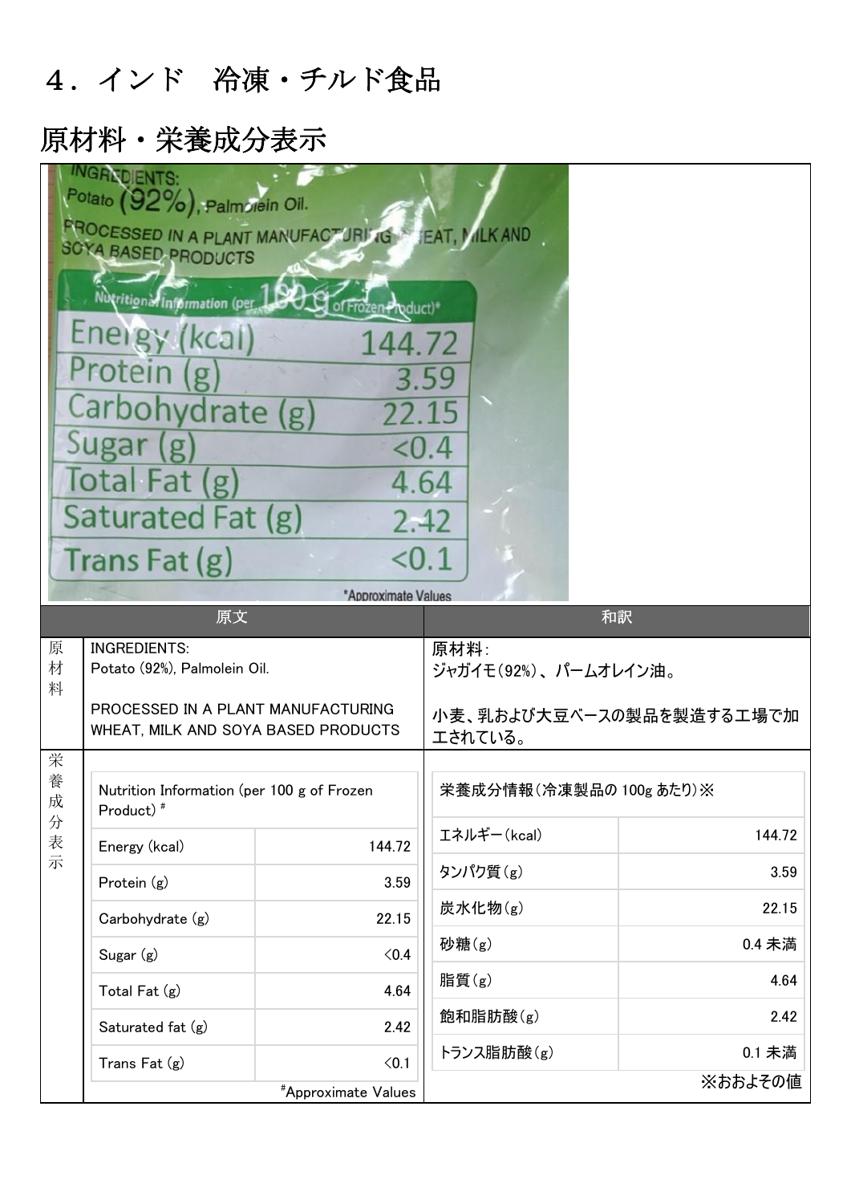# ４．インド　冷凍・チルド食品

## 原材料・栄養成分表示

| | 原文 | 和訳 |
|---|---|---|
| 原材料 | INGREDIENTS:<br>Potato (92%), Palmolein Oil.<br><br>PROCESSED IN A PLANT MANUFACTURING WHEAT, MILK AND SOYA BASED PRODUCTS | 原材料:<br>ジャガイモ(92%)、パームオレイン油。<br><br>小麦、乳および大豆ベースの製品を製造する工場で加工されている。 |

**栄養成分表示**

原文:

| Nutrition Information (per 100 g of Frozen Product) # | |
|---|---|
| Energy (kcal) | 144.72 |
| Protein (g) | 3.59 |
| Carbohydrate (g) | 22.15 |
| Sugar (g) | <0.4 |
| Total Fat (g) | 4.64 |
| Saturated fat (g) | 2.42 |
| Trans Fat (g) | <0.1 |

#Approximate Values

和訳:

| 栄養成分情報(冷凍製品の 100g あたり)※ | |
|---|---|
| エネルギー(kcal) | 144.72 |
| タンパク質(g) | 3.59 |
| 炭水化物(g) | 22.15 |
| 砂糖(g) | 0.4 未満 |
| 脂質(g) | 4.64 |
| 飽和脂肪酸(g) | 2.42 |
| トランス脂肪酸(g) | 0.1 未満 |

※おおよその値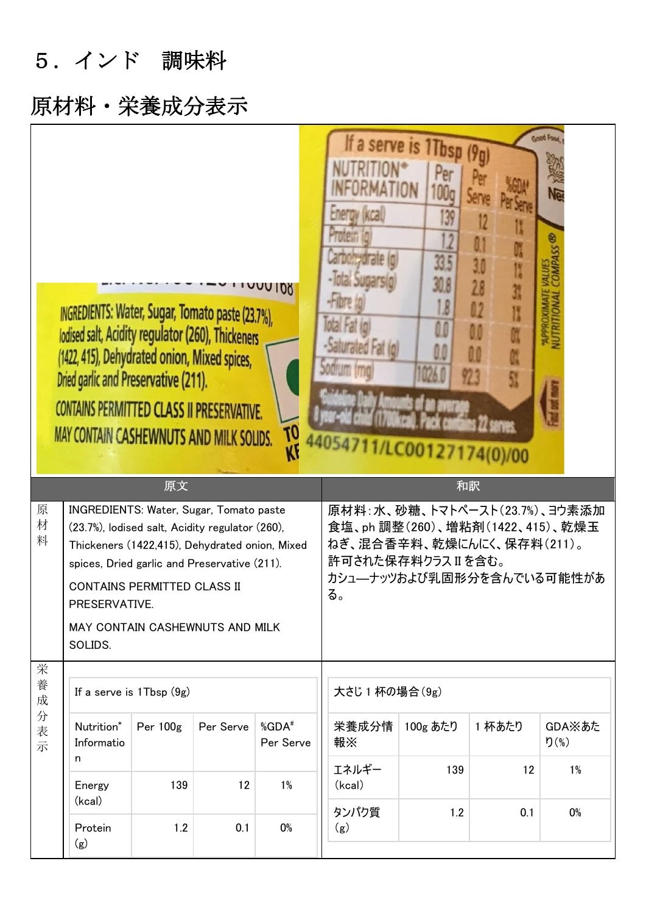# ５．インド　調味料

## 原材料・栄養成分表示

| | 原文 | 和訳 |
|---|---|---|
| 原材料 | INGREDIENTS: Water, Sugar, Tomato paste (23.7%), Iodised salt, Acidity regulator (260), Thickeners (1422,415), Dehydrated onion, Mixed spices, Dried garlic and Preservative (211).<br>CONTAINS PERMITTED CLASS II PRESERVATIVE.<br>MAY CONTAIN CASHEWNUTS AND MILK SOLIDS. | 原材料：水、砂糖、トマトペースト(23.7%)、ヨウ素添加食塩、ph 調整(260)、増粘剤(1422、415)、乾燥玉ねぎ、混合香辛料、乾燥にんにく、保存料(211)。<br>許可された保存料クラスⅡを含む。<br>カシューナッツおよび乳固形分を含んでいる可能性がある。 |

栄養成分表示

**原文**

| If a serve is 1Tbsp (9g) | | | |
|---|---|---|---|
| Nutrition* Information | Per 100g | Per Serve | %GDA# Per Serve |
| Energy (kcal) | 139 | 12 | 1% |
| Protein (g) | 1.2 | 0.1 | 0% |

**和訳**

| 大さじ 1 杯の場合(9g) | | | |
|---|---|---|---|
| 栄養成分情報※ | 100g あたり | 1 杯あたり | GDA※あたり(%) |
| エネルギー (kcal) | 139 | 12 | 1% |
| タンパク質 (g) | 1.2 | 0.1 | 0% |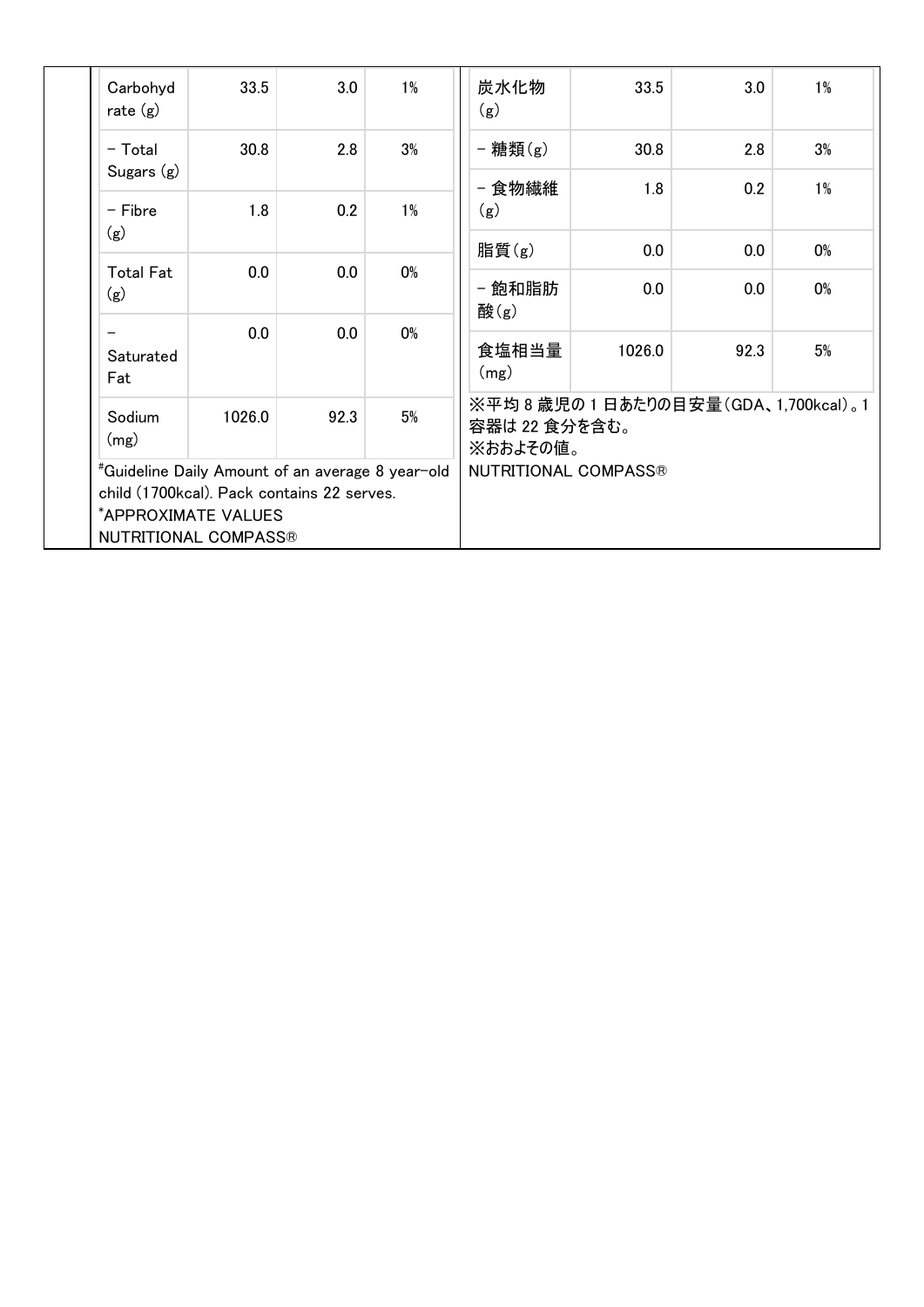| | | | |
|---|---|---|---|
| Carbohydrate (g) | 33.5 | 3.0 | 1% |
| – Total Sugars (g) | 30.8 | 2.8 | 3% |
| – Fibre (g) | 1.8 | 0.2 | 1% |
| Total Fat (g) | 0.0 | 0.0 | 0% |
| – Saturated Fat | 0.0 | 0.0 | 0% |
| Sodium (mg) | 1026.0 | 92.3 | 5% |

#Guideline Daily Amount of an average 8 year-old child (1700kcal). Pack contains 22 serves.
*APPROXIMATE VALUES
NUTRITIONAL COMPASS®

| | | | |
|---|---|---|---|
| 炭水化物(g) | 33.5 | 3.0 | 1% |
| – 糖類(g) | 30.8 | 2.8 | 3% |
| – 食物繊維(g) | 1.8 | 0.2 | 1% |
| 脂質(g) | 0.0 | 0.0 | 0% |
| – 飽和脂肪酸(g) | 0.0 | 0.0 | 0% |
| 食塩相当量(mg) | 1026.0 | 92.3 | 5% |

※平均 8 歳児の 1 日あたりの目安量(GDA、1,700kcal)。1 容器は 22 食分を含む。
※おおよその値。
NUTRITIONAL COMPASS®